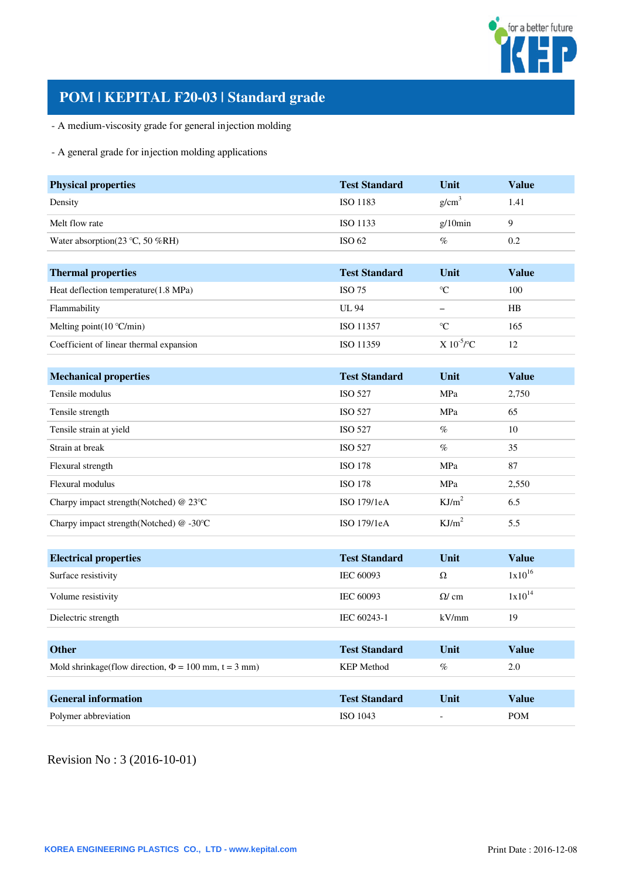# POM | KEPITAL F20-03 | Standard grade

- A medium-viscosity grade for general injection molding

- A general grade for injection molding applications

| Physical properties | Test Standard | Unit | Value |
|---|---|---|---|
| Density | ISO 1183 | $g/cm^3$ | 1.41 |
| Melt flow rate | ISO 1133 | g/10min | 9 |
| Water absorption(23 ℃, 50 %RH) | ISO 62 | % | 0.2 |

| Thermal properties | Test Standard | Unit | Value |
|---|---|---|---|
| Heat deflection temperature(1.8 MPa) | ISO 75 | ℃ | 100 |
| Flammability | UL 94 | – | HB |
| Melting point(10 ℃/min) | ISO 11357 | ℃ | 165 |
| Coefficient of linear thermal expansion | ISO 11359 | X $10^{-5}$/℃ | 12 |

| Mechanical properties | Test Standard | Unit | Value |
|---|---|---|---|
| Tensile modulus | ISO 527 | MPa | 2,750 |
| Tensile strength | ISO 527 | MPa | 65 |
| Tensile strain at yield | ISO 527 | % | 10 |
| Strain at break | ISO 527 | % | 35 |
| Flexural strength | ISO 178 | MPa | 87 |
| Flexural modulus | ISO 178 | MPa | 2,550 |
| Charpy impact strength(Notched) @ 23℃ | ISO 179/1eA | $KJ/m^2$ | 6.5 |
| Charpy impact strength(Notched) @ -30℃ | ISO 179/1eA | $KJ/m^2$ | 5.5 |

| Electrical properties | Test Standard | Unit | Value |
|---|---|---|---|
| Surface resistivity | IEC 60093 | Ω | $1x10^{16}$ |
| Volume resistivity | IEC 60093 | Ω/ cm | $1x10^{14}$ |
| Dielectric strength | IEC 60243-1 | kV/mm | 19 |

| Other | Test Standard | Unit | Value |
|---|---|---|---|
| Mold shrinkage(flow direction, Φ = 100 mm, t = 3 mm) | KEP Method | % | 2.0 |

| General information | Test Standard | Unit | Value |
|---|---|---|---|
| Polymer abbreviation | ISO 1043 | - | POM |

Revision No : 3 (2016-10-01)

KOREA ENGINEERING PLASTICS CO., LTD - www.kepital.com

Print Date : 2016-12-08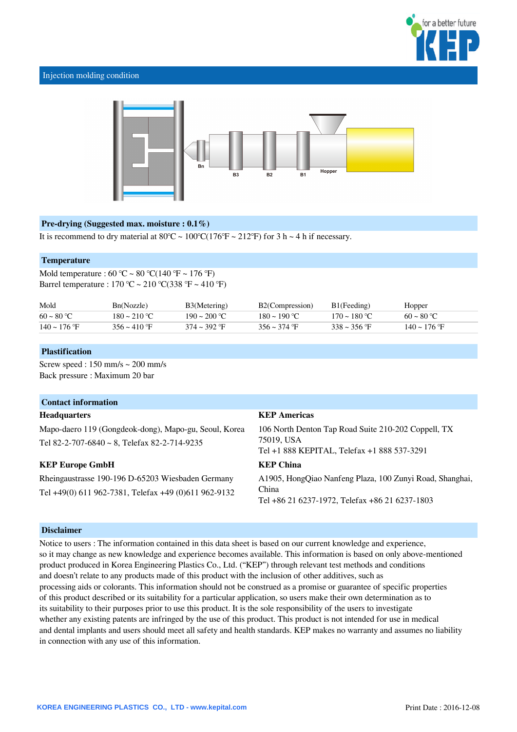## Injection molding condition

Bn
B3
B2
B1
Hopper

### Pre-drying (Suggested max. moisture : 0.1%)

It is recommend to dry material at 80℃ ~ 100℃(176℉ ~ 212℉) for 3 h ~ 4 h if necessary.

### Temperature

Mold temperature : 60 ℃ ~ 80 ℃(140 ℉ ~ 176 ℉)
Barrel temperature : 170 ℃ ~ 210 ℃(338 ℉ ~ 410 ℉)

| Mold | Bn(Nozzle) | B3(Metering) | B2(Compression) | B1(Feeding) | Hopper |
|---|---|---|---|---|---|
| 60 ~ 80 ℃ | 180 ~ 210 ℃ | 190 ~ 200 ℃ | 180 ~ 190 ℃ | 170 ~ 180 ℃ | 60 ~ 80 ℃ |
| 140 ~ 176 ℉ | 356 ~ 410 ℉ | 374 ~ 392 ℉ | 356 ~ 374 ℉ | 338 ~ 356 ℉ | 140 ~ 176 ℉ |

### Plastification

Screw speed : 150 mm/s ~ 200 mm/s
Back pressure : Maximum 20 bar

### Contact information

**Headquarters**

Mapo-daero 119 (Gongdeok-dong), Mapo-gu, Seoul, Korea
Tel 82-2-707-6840 ~ 8, Telefax 82-2-714-9235

**KEP Americas**

106 North Denton Tap Road Suite 210-202 Coppell, TX 75019, USA
Tel +1 888 KEPITAL, Telefax +1 888 537-3291

**KEP Europe GmbH**

Rheingaustrasse 190-196 D-65203 Wiesbaden Germany
Tel +49(0) 611 962-7381, Telefax +49 (0)611 962-9132

**KEP China**

A1905, HongQiao Nanfeng Plaza, 100 Zunyi Road, Shanghai, China
Tel +86 21 6237-1972, Telefax +86 21 6237-1803

### Disclaimer

Notice to users : The information contained in this data sheet is based on our current knowledge and experience, so it may change as new knowledge and experience becomes available. This information is based on only above-mentioned product produced in Korea Engineering Plastics Co., Ltd. ("KEP") through relevant test methods and conditions and doesn't relate to any products made of this product with the inclusion of other additives, such as processing aids or colorants. This information should not be construed as a promise or guarantee of specific properties of this product described or its suitability for a particular application, so users make their own determination as to its suitability to their purposes prior to use this product. It is the sole responsibility of the users to investigate whether any existing patents are infringed by the use of this product. This product is not intended for use in medical and dental implants and users should meet all safety and health standards. KEP makes no warranty and assumes no liability in connection with any use of this information.

KOREA ENGINEERING PLASTICS CO., LTD - www.kepital.com

Print Date : 2016-12-08